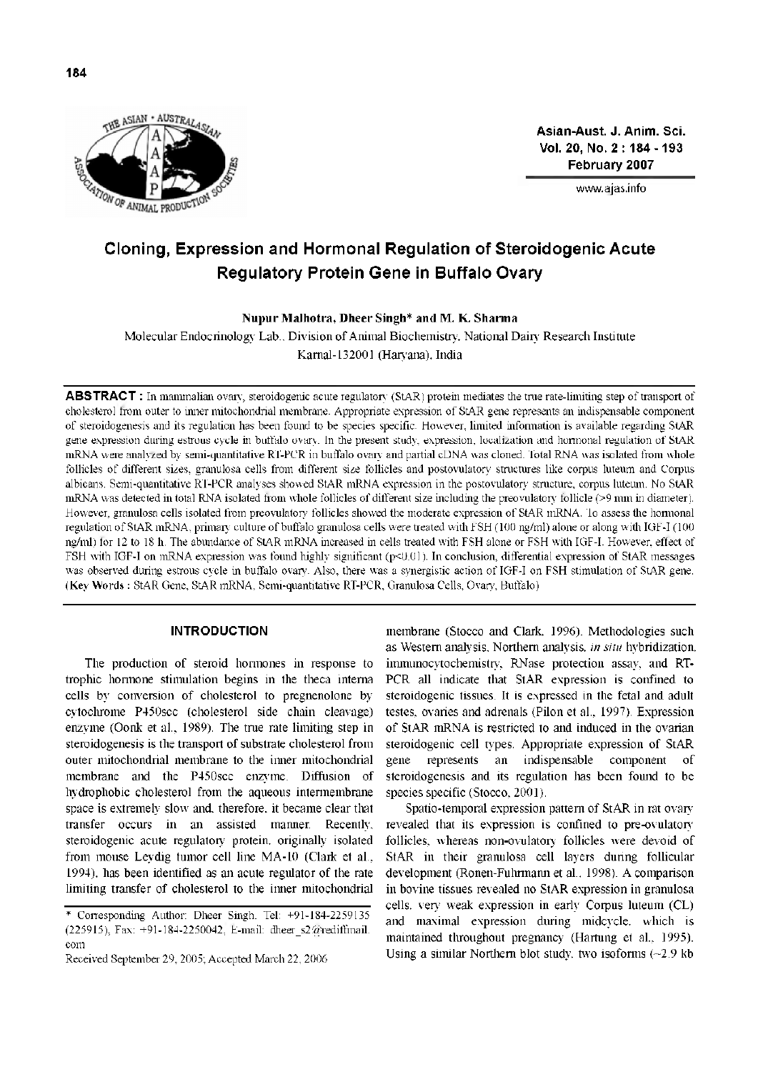# Cloning, Expression and Hormonal Regulation of Steroidogenic Acute Regulatory Protein Gene in Buffalo Ovary

**Nupur Malhotra, Dheer Singh* and M. K. Sharma**

Molecular Endocrinology Lab., Division of Animal Biochemistry, National Dairy Research Institute
Karnal-132001 (Haryana), India

**ABSTRACT :** In mammalian ovary, steroidogenic acute regulatory (StAR) protein mediates the true rate-limiting step of transport of cholesterol from outer to inner mitochondrial membrane. Appropriate expression of StAR gene represents an indispensable component of steroidogenesis and its regulation has been found to be species specific. However, limited information is available regarding StAR gene expression during estrous cycle in buffalo ovary. In the present study, expression, localization and hormonal regulation of StAR mRNA were analyzed by semi-quantitative RT-PCR in buffalo ovary and partial cDNA was cloned. Total RNA was isolated from whole follicles of different sizes, granulosa cells from different size follicles and postovulatory structures like corpus luteum and Corpus albicans. Semi-quantitative RT-PCR analyses showed StAR mRNA expression in the postovulatory structure, corpus luteum. No StAR mRNA was detected in total RNA isolated from whole follicles of different size including the preovulatory follicle (>9 mm in diameter). However, granulosa cells isolated from preovulatory follicles showed the moderate expression of StAR mRNA. To assess the hormonal regulation of StAR mRNA, primary culture of buffalo granulosa cells were treated with FSH (100 ng/ml) alone or along with IGF-I (100 ng/ml) for 12 to 18 h. The abundance of StAR mRNA increased in cells treated with FSH alone or FSH with IGF-I. However, effect of FSH with IGF-I on mRNA expression was found highly significant ($p<0.01$). In conclusion, differential expression of StAR messages was observed during estrous cycle in buffalo ovary. Also, there was a synergistic action of IGF-I on FSH stimulation of StAR gene. (**Key Words :** StAR Gene, StAR mRNA, Semi-quantitative RT-PCR, Granulosa Cells, Ovary, Buffalo)

## INTRODUCTION

The production of steroid hormones in response to trophic hormone stimulation begins in the theca interna cells by conversion of cholesterol to pregnenolone by cytochrome P450scc (cholesterol side chain cleavage) enzyme (Oonk et al., 1989). The true rate limiting step in steroidogenesis is the transport of substrate cholesterol from outer mitochondrial membrane to the inner mitochondrial membrane and the P450scc enzyme. Diffusion of hydrophobic cholesterol from the aqueous intermembrane space is extremely slow and, therefore, it became clear that transfer occurs in an assisted manner. Recently, steroidogenic acute regulatory protein, originally isolated from mouse Leydig tumor cell line MA-10 (Clark et al., 1994), has been identified as an acute regulator of the rate limiting transfer of cholesterol to the inner mitochondrial membrane (Stocco and Clark, 1996). Methodologies such as Western analysis, Northern analysis, *in situ* hybridization, immunocytochemistry, RNase protection assay, and RT-PCR all indicate that StAR expression is confined to steroidogenic tissues. It is expressed in the fetal and adult testes, ovaries and adrenals (Pilon et al., 1997). Expression of StAR mRNA is restricted to and induced in the ovarian steroidogenic cell types. Appropriate expression of StAR gene represents an indispensable component of steroidogenesis and its regulation has been found to be species specific (Stocco, 2001).

Spatio-temporal expression pattern of StAR in rat ovary revealed that its expression is confined to pre-ovulatory follicles, whereas non-ovulatory follicles were devoid of StAR in their granulosa cell layers during follicular development (Ronen-Fuhrmann et al., 1998). A comparison in bovine tissues revealed no StAR expression in granulosa cells, very weak expression in early Corpus luteum (CL) and maximal expression during midcycle, which is maintained throughout pregnancy (Hartung et al., 1995). Using a similar Northern blot study, two isoforms (~2.9 kb

\* Corresponding Author: Dheer Singh. Tel: +91-184-2259135 (225915), Fax: +91-184-2250042, E-mail: dheer_s2@rediffmail.com

Received September 29, 2005; Accepted March 22, 2006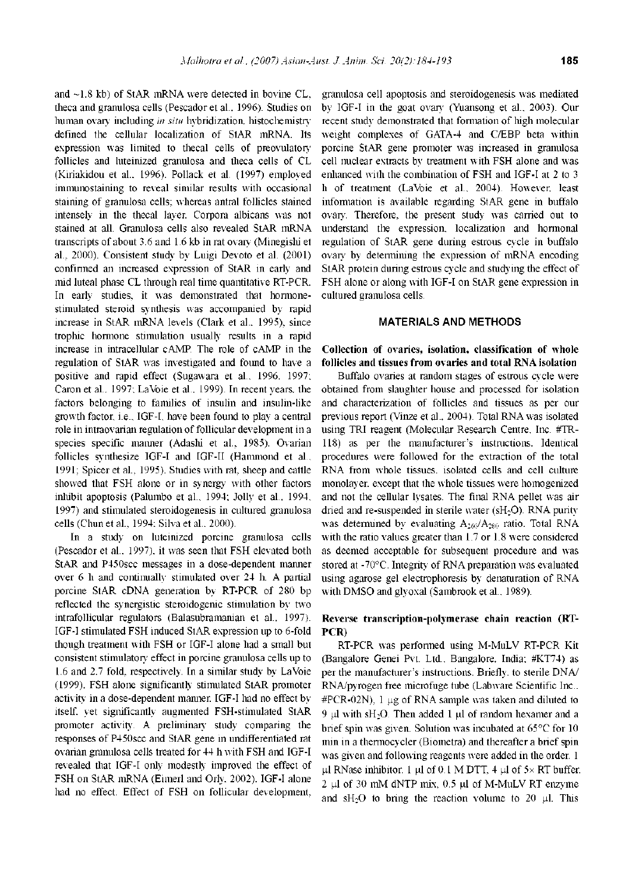and ~1.8 kb) of StAR mRNA were detected in bovine CL, theca and granulosa cells (Pescador et al., 1996). Studies on human ovary including *in situ* hybridization, histochemistry defined the cellular localization of StAR mRNA. Its expression was limited to thecal cells of preovulatory follicles and luteinized granulosa and theca cells of CL (Kiriakidou et al., 1996). Pollack et al. (1997) employed immunostaining to reveal similar results with occasional staining of granulosa cells; whereas antral follicles stained intensely in the thecal layer. Corpora albicans was not stained at all. Granulosa cells also revealed StAR mRNA transcripts of about 3.6 and 1.6 kb in rat ovary (Minegishi et al., 2000). Consistent study by Luigi Devoto et al. (2001) confirmed an increased expression of StAR in early and mid luteal phase CL through real time quantitative RT-PCR. In early studies, it was demonstrated that hormone-stimulated steroid synthesis was accompanied by rapid increase in StAR mRNA levels (Clark et al., 1995), since trophic hormone stimulation usually results in a rapid increase in intracellular cAMP. The role of cAMP in the regulation of StAR was investigated and found to have a positive and rapid effect (Sugawara et al., 1996, 1997; Caron et al., 1997; LaVoie et al., 1999). In recent years, the factors belonging to families of insulin and insulin-like growth factor, i.e., IGF-I, have been found to play a central role in intraovarian regulation of follicular development in a species specific manner (Adashi et al., 1985). Ovarian follicles synthesize IGF-I and IGF-II (Hammond et al., 1991; Spicer et al., 1995). Studies with rat, sheep and cattle showed that FSH alone or in synergy with other factors inhibit apoptosis (Palumbo et al., 1994; Jolly et al., 1994, 1997) and stimulated steroidogenesis in cultured granulosa cells (Chun et al., 1994; Silva et al., 2000).

In a study on luteinized porcine granulosa cells (Pescador et al., 1997), it was seen that FSH elevated both StAR and P450scc messages in a dose-dependent manner over 6 h and continually stimulated over 24 h. A partial porcine StAR cDNA generation by RT-PCR of 280 bp reflected the synergistic steroidogenic stimulation by two intrafollicular regulators (Balasubramanian et al., 1997). IGF-I stimulated FSH induced StAR expression up to 6-fold though treatment with FSH or IGF-I alone had a small but consistent stimulatory effect in porcine granulosa cells up to 1.6 and 2.7 fold, respectively. In a similar study by LaVoie (1999), FSH alone significantly stimulated StAR promoter activity in a dose-dependent manner. IGF-I had no effect by itself, yet significantly augmented FSH-stimulated StAR promoter activity. A preliminary study comparing the responses of P450scc and StAR gene in undifferentiated rat ovarian granulosa cells treated for 44 h with FSH and IGF-I revealed that IGF-I only modestly improved the effect of FSH on StAR mRNA (Eimerl and Orly, 2002). IGF-I alone had no effect. Effect of FSH on follicular development, granulosa cell apoptosis and steroidogenesis was mediated by IGF-I in the goat ovary (Yuansong et al., 2003). Our recent study demonstrated that formation of high molecular weight complexes of GATA-4 and C/EBP beta within porcine StAR gene promoter was increased in granulosa cell nuclear extracts by treatment with FSH alone and was enhanced with the combination of FSH and IGF-I at 2 to 3 h of treatment (LaVoie et al., 2004). However, least information is available regarding StAR gene in buffalo ovary. Therefore, the present study was carried out to understand the expression, localization and hormonal regulation of StAR gene during estrous cycle in buffalo ovary by determining the expression of mRNA encoding StAR protein during estrous cycle and studying the effect of FSH alone or along with IGF-I on StAR gene expression in cultured granulosa cells.

## MATERIALS AND METHODS

### Collection of ovaries, isolation, classification of whole follicles and tissues from ovaries and total RNA isolation

Buffalo ovaries at random stages of estrous cycle were obtained from slaughter house and processed for isolation and characterization of follicles and tissues as per our previous report (Vinze et al., 2004). Total RNA was isolated using TRI reagent (Molecular Research Centre, Inc. #TR-118) as per the manufacturer's instructions. Identical procedures were followed for the extraction of the total RNA from whole tissues, isolated cells and cell culture monolayer, except that the whole tissues were homogenized and not the cellular lysates. The final RNA pellet was air dried and re-suspended in sterile water ($sH_2O$). RNA purity was determined by evaluating $A_{260}/A_{280}$ ratio. Total RNA with the ratio values greater than 1.7 or 1.8 were considered as deemed acceptable for subsequent procedure and was stored at -70°C. Integrity of RNA preparation was evaluated using agarose gel electrophoresis by denaturation of RNA with DMSO and glyoxal (Sambrook et al., 1989).

### Reverse transcription-polymerase chain reaction (RT-PCR)

RT-PCR was performed using M-MuLV RT-PCR Kit (Bangalore Genei Pvt. Ltd., Bangalore, India; #KT74) as per the manufacturer's instructions. Briefly, to sterile DNA/RNA/pyrogen free microfuge tube (Labware Scientific Inc., #PCR-02N), 1 μg of RNA sample was taken and diluted to 9 μl with $sH_2O$. Then added 1 μl of random hexamer and a brief spin was given. Solution was incubated at 65°C for 10 min in a thermocycler (Biometra) and thereafter a brief spin was given and following reagents were added in the order. 1 μl RNase inhibitor, 1 μl of 0.1 M DTT, 4 μl of 5× RT buffer, 2 μl of 30 mM dNTP mix, 0.5 μl of M-MuLV RT enzyme and $sH_2O$ to bring the reaction volume to 20 μl. This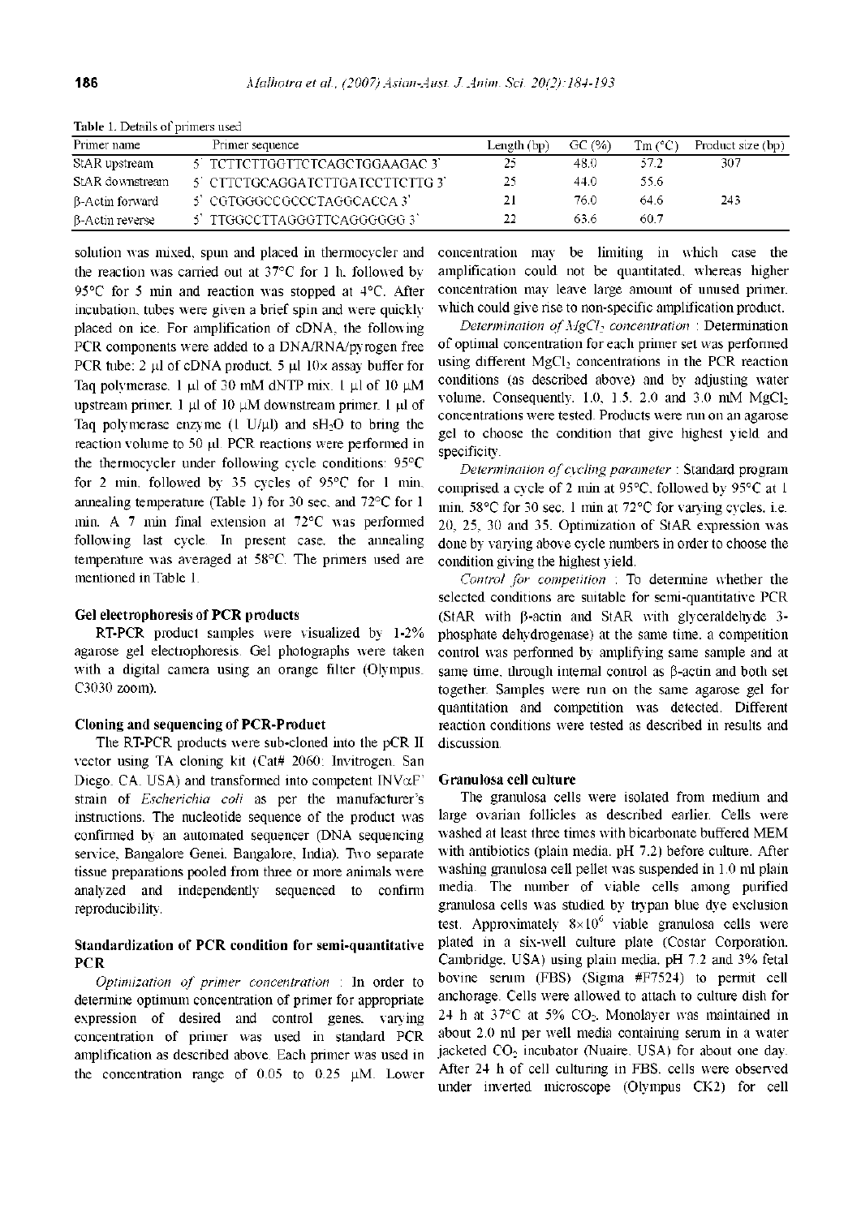Table 1. Details of primers used

| Primer name | Primer sequence | Length (bp) | GC (%) | Tm (°C) | Product size (bp) |
|---|---|---|---|---|---|
| StAR upstream | 5' TCTTCTTGGTTCTCAGCTGGAAGAC 3' | 25 | 48.0 | 57.2 | 307 |
| StAR downstream | 5' CTTCTGCAGGATCTTGATCCTTCTTG 3' | 25 | 44.0 | 55.6 | |
| β-Actin forward | 5' CGTGGGCCGCCCTAGGCACCA 3' | 21 | 76.0 | 64.6 | 243 |
| β-Actin reverse | 5' TTGGCCTTAGGGTTCAGGGGGG 3' | 22 | 63.6 | 60.7 | |

solution was mixed, spun and placed in thermocycler and the reaction was carried out at 37°C for 1 h, followed by 95°C for 5 min and reaction was stopped at 4°C. After incubation, tubes were given a brief spin and were quickly placed on ice. For amplification of cDNA, the following PCR components were added to a DNA/RNA/pyrogen free PCR tube: 2 μl of cDNA product, 5 μl 10× assay buffer for Taq polymerase, 1 μl of 30 mM dNTP mix, 1 μl of 10 μM upstream primer, 1 μl of 10 μM downstream primer, 1 μl of Taq polymerase enzyme (1 U/μl) and $sH_2O$ to bring the reaction volume to 50 μl. PCR reactions were performed in the thermocycler under following cycle conditions: 95°C for 2 min, followed by 35 cycles of 95°C for 1 min, annealing temperature (Table 1) for 30 sec, and 72°C for 1 min. A 7 min final extension at 72°C was performed following last cycle. In present case, the annealing temperature was averaged at 58°C. The primers used are mentioned in Table 1.

### Gel electrophoresis of PCR products

RT-PCR product samples were visualized by 1-2% agarose gel electrophoresis. Gel photographs were taken with a digital camera using an orange filter (Olympus, C3030 zoom).

### Cloning and sequencing of PCR-Product

The RT-PCR products were sub-cloned into the pCR II vector using TA cloning kit (Cat# 2060; Invitrogen, San Diego, CA, USA) and transformed into competent INVαF' strain of *Escherichia coli* as per the manufacturer's instructions. The nucleotide sequence of the product was confirmed by an automated sequencer (DNA sequencing service, Bangalore Genei, Bangalore, India). Two separate tissue preparations pooled from three or more animals were analyzed and independently sequenced to confirm reproducibility.

### Standardization of PCR condition for semi-quantitative PCR

*Optimization of primer concentration* : In order to determine optimum concentration of primer for appropriate expression of desired and control genes, varying concentration of primer was used in standard PCR amplification as described above. Each primer was used in the concentration range of 0.05 to 0.25 μM. Lower concentration may be limiting in which case the amplification could not be quantitated, whereas higher concentration may leave large amount of unused primer, which could give rise to non-specific amplification product.

*Determination of $MgCl_2$ concentration* : Determination of optimal concentration for each primer set was performed using different $MgCl_2$ concentrations in the PCR reaction conditions (as described above) and by adjusting water volume. Consequently, 1.0, 1.5, 2.0 and 3.0 mM $MgCl_2$ concentrations were tested. Products were run on an agarose gel to choose the condition that give highest yield and specificity.

*Determination of cycling parameter* : Standard program comprised a cycle of 2 min at 95°C, followed by 95°C at 1 min, 58°C for 30 sec, 1 min at 72°C for varying cycles, i.e. 20, 25, 30 and 35. Optimization of StAR expression was done by varying above cycle numbers in order to choose the condition giving the highest yield.

*Control for competition* : To determine whether the selected conditions are suitable for semi-quantitative PCR (StAR with β-actin and StAR with glyceraldehyde 3-phosphate dehydrogenase) at the same time, a competition control was performed by amplifying same sample and at same time, through internal control as β-actin and both set together. Samples were run on the same agarose gel for quantitation and competition was detected. Different reaction conditions were tested as described in results and discussion.

### Granulosa cell culture

The granulosa cells were isolated from medium and large ovarian follicles as described earlier. Cells were washed at least three times with bicarbonate buffered MEM with antibiotics (plain media, pH 7.2) before culture. After washing granulosa cell pellet was suspended in 1.0 ml plain media. The number of viable cells among purified granulosa cells was studied by trypan blue dye exclusion test. Approximately $8\times10^6$ viable granulosa cells were plated in a six-well culture plate (Costar Corporation, Cambridge, USA) using plain media, pH 7.2 and 3% fetal bovine serum (FBS) (Sigma #F7524) to permit cell anchorage. Cells were allowed to attach to culture dish for 24 h at 37°C at 5% $CO_2$. Monolayer was maintained in about 2.0 ml per well media containing serum in a water jacketed $CO_2$ incubator (Nuaire, USA) for about one day. After 24 h of cell culturing in FBS, cells were observed under inverted microscope (Olympus CK2) for cell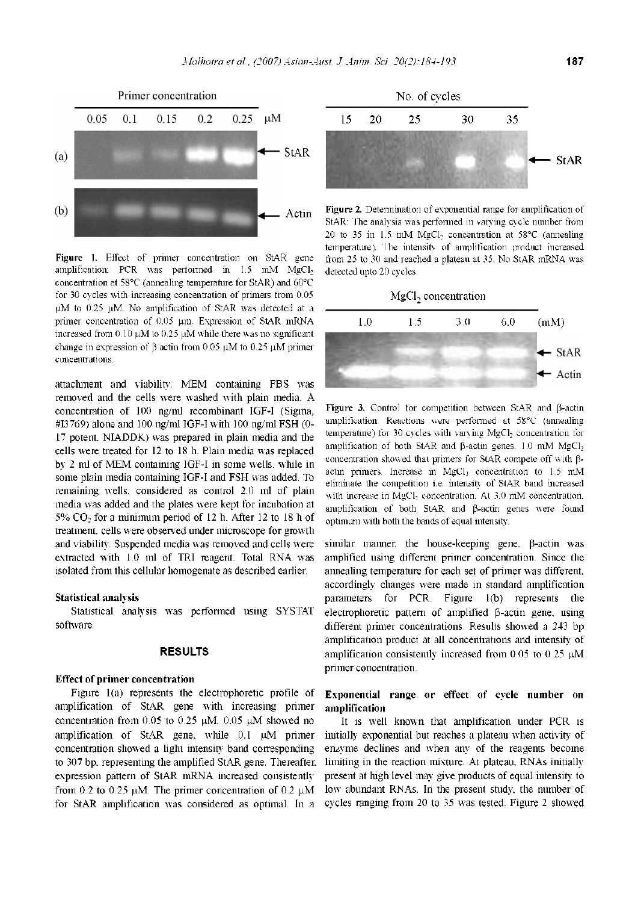Figure 1. Effect of primer concentration on StAR gene amplification: PCR was performed in 1.5 mM $MgCl_2$ concentration at 58°C (annealing temperature for StAR) and 60°C for 30 cycles with increasing concentration of primers from 0.05 μM to 0.25 μM. No amplification of StAR was detected at a primer concentration of 0.05 μm. Expression of StAR mRNA increased from 0.10 μM to 0.25 μM while there was no significant change in expression of β actin from 0.05 μM to 0.25 μM primer concentrations.

Figure 2. Determination of exponential range for amplification of StAR: The analysis was performed in varying cycle number from 20 to 35 in 1.5 mM $MgCl_2$ concentration at 58°C (annealing temperature). The intensity of amplification product increased from 25 to 30 and reached a plateau at 35. No StAR mRNA was detected upto 20 cycles.

Figure 3. Control for competition between StAR and β-actin amplification: Reactions were performed at 58°C (annealing temperature) for 30 cycles with varying $MgCl_2$ concentration for amplification of both StAR and β-actin genes. 1.0 mM $MgCl_2$ concentration showed that primers for StAR compete off with β-actin primers. Increase in $MgCl_2$ concentration to 1.5 mM eliminate the competition i.e. intensity of StAR band increased with increase in $MgCl_2$ concentration. At 3.0 mM concentration, amplification of both StAR and β-actin genes were found optimum with both the bands of equal intensity.

attachment and viability. MEM containing FBS was removed and the cells were washed with plain media. A concentration of 100 ng/ml recombinant IGF-I (Sigma, #I3769) alone and 100 ng/ml IGF-I with 100 ng/ml FSH (O-17 potent, NIADDK) was prepared in plain media and the cells were treated for 12 to 18 h. Plain media was replaced by 2 ml of MEM containing IGF-I in some wells, while in some plain media containing IGF-I and FSH was added. To remaining wells, considered as control 2.0 ml of plain media was added and the plates were kept for incubation at 5% $CO_2$ for a minimum period of 12 h. After 12 to 18 h of treatment, cells were observed under microscope for growth and viability. Suspended media was removed and cells were extracted with 1.0 ml of TRI reagent. Total RNA was isolated from this cellular homogenate as described earlier.

### Statistical analysis

Statistical analysis was performed using SYSTAT software.

## RESULTS

### Effect of primer concentration

Figure 1(a) represents the electrophoretic profile of amplification of StAR gene with increasing primer concentration from 0.05 to 0.25 μM. 0.05 μM showed no amplification of StAR gene, while 0.1 μM primer concentration showed a light intensity band corresponding to 307 bp, representing the amplified StAR gene. Thereafter, expression pattern of StAR mRNA increased consistently from 0.2 to 0.25 μM. The primer concentration of 0.2 μM for StAR amplification was considered as optimal. In a similar manner, the house-keeping gene, β-actin was amplified using different primer concentration. Since the annealing temperature for each set of primer was different, accordingly changes were made in standard amplification parameters for PCR. Figure 1(b) represents the electrophoretic pattern of amplified β-actin gene, using different primer concentrations. Results showed a 243 bp amplification product at all concentrations and intensity of amplification consistently increased from 0.05 to 0.25 μM primer concentration.

### Exponential range or effect of cycle number on amplification

It is well known that amplification under PCR is initially exponential but reaches a plateau when activity of enzyme declines and when any of the reagents become limiting in the reaction mixture. At plateau, RNAs initially present at high level may give products of equal intensity to low abundant RNAs. In the present study, the number of cycles ranging from 20 to 35 was tested. Figure 2 showed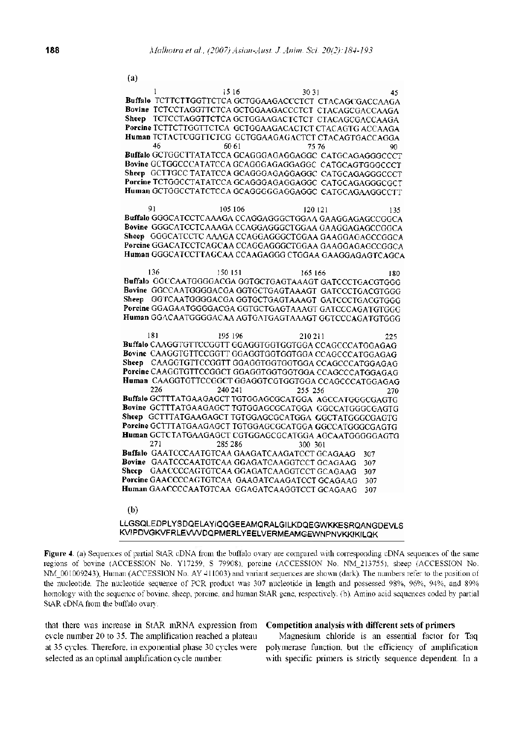(a)

```
         1              15 16           30 31           45
Buffalo  TCTTCTTGGTTCTCA GCTGGAAGACCCTCT CTACAGCGACCAAGA
Bovine   TCTCCTAGGTTCTCA GCTGGAAGACCCTCT CTACAGCGACCAAGA
Sheep    TCTCCTAGGTTCTCA GCTGGAAGACTCTCT CTACAGCGACCAAGA
Porcine  TCTTCTTGGTTCTCA GCTGGAAGACACTCT CTACAGTG ACCAAGA
Human    TCTACTCGGTTCTCG GCTGGAAGAGACTCT CTACAGTGACCAGGA
         46             60 61           75 76           90
Buffalo  GCTGGCTTATATCCA GCAGGGAGAGGAGGC CATGCAGAGGGCCCT
Bovine   GCTGGCCCATATCCA GCAGGGAGAGGAGGC CATGCAGTGGGCCCT
Sheep    GCTTGCC TATATCCA GCAGGGAGAGGAGGC CATGCAGAGGGCCCT
Porcine  TCTGGCCTATATCCA GCAGGGAGAGGAGGC CATGCAGAGGGCGCT
Human    GCTGGCCTATCTCCA GCAGGGGGAGGAGGC CATGCAGAAGGCCTT

         91             105 106         120 121         135
Buffalo  GGGCATCCTCAAAGA CCAGGAGGGCTGGAA GAAGGAGAGCCGGCA
Bovine   GGGCATCCTCAAAGA CCAGGAGGGCTGGAA GAAGGAGAGCCGGCA
Sheep    GGGCATCCTC AAAGA CCAGGAGGGCTGGAA GAAGGAGAGCCGGCA
Porcine  GGACATCCTCAGCAA CCAGGAGGGCTGGAA GAAGGAGAGCCGGCA
Human    GGGCATCCTTAGCAA CCAAGAGGG CTGGAA GAAGGAGAGTCAGCA

         136            150 151         165 166         180
Buffalo  GGCCAATGGGGACGA GGTGCTGAGTAAAGT GATCCCTGACGTGGG
Bovine   GGCCAATGGGGACGA GGTGCTGAGTAAAGT GATCCCTGACGTGGG
Sheep    GGTCAATGGGGACGA GGTGCTGAGTAAAGT GATCCCTGACGTGGG
Porcine  GGAGAATGGGGACGA GGTGCTGAGTAAAGT GATCCCAGATGTGGG
Human    GGACAATGGGGACAA AGTGATGAGTAAAGT GGTCCCAGATGTGGG

         181            195 196         210 211         225
Buffalo  CAAGGTGTTCCGGTT GGAGGTGGTGGTGGA CCAGCCCATGGAGAG
Bovine   CAAGGTGTTCCGGTT GGAGGTGGTGGTGGA CCAGCCCATGGAGAG
Sheep    CAAGGTGTTCCGGTT GGAGGTGGTGGTGGA CCAGCCCATGGAGAG
Porcine  CAAGGTGTTCCGGCT GGAGGTGGTGGTGGA CCAGCCCATGGAGAG
Human    CAAGGTGTTCCGGCT GGAGGTCGTGGTGGA CCAGCCCATGGAGAG
         226            240 241         255 256         270
Buffalo  GCTTTATGAAGAGCT TGTGGAGCGCATGGA AGCCATGGGCGAGTG
Bovine   GCTTTATGAAGAGCT TGTGGAGCGCATGGA GGCCATGGGCGAGTG
Sheep    GCTTTATGAAGAGCT TGTGGAGCGCATGGA GGCTATGGGCGAGTG
Porcine  GCTTTATGAAGAGCT TGTGGAGCGCATGGA GGCCATGGGCGAGTG
Human    GCTCTATGAAGAGCT CGTGGAGCGCATGGA AGCAATGGGGGAGTG
         271            285 286         300 301
Buffalo  GAATCCCAATGTCAA GAAGATCAAGATCCT GCAGAAG   307
Bovine   GAATCCCAATGTCAA GGAGATCAAGGTCCT GCAGAAG   307
Sheep    GAACCCCAGTGTCAA GGAGATCAAGGTCCT GCAGAAG   307
Porcine  GAACCCCAGTGTCAA GAAGATCAAGATCCT GCAGAAG   307
Human    GAACCCCAATGTCAA GGAGATCAAGGTCCT GCAGAAG   307
```

(b)

```
LLGSQLEDPLYSDQELAYIQQGEEAMQRALGILKDQEGWKKESRQANGDEVLS
KVIPDVGKVFRLEVVVDQPMERLYEELVERMEAMGEWNPNVKKIKILQK
```

**Figure 4.** (a) Sequences of partial StAR cDNA from the buffalo ovary are compared with corresponding cDNA sequences of the same regions of bovine (ACCESSION No. Y17259, S 79908), porcine (ACCESSION No. NM_213755), sheep (ACCESSION No. NM_001009243), Human (ACCESSION No. AY 411003) and variant sequences are shown (dark). The numbers refer to the position of the nucleotide. The nucleotide sequence of PCR product was 307 nucleotide in length and possessed 98%, 96%, 94%, and 89% homology with the sequence of bovine, sheep, porcine, and human StAR gene, respectively. (b). Amino acid sequences coded by partial StAR cDNA from the buffalo ovary.

that there was increase in StAR mRNA expression from cycle number 20 to 35. The amplification reached a plateau at 35 cycles. Therefore, in exponential phase 30 cycles were selected as an optimal amplification cycle number.

### Competition analysis with different sets of primers

Magnesium chloride is an essential factor for Taq polymerase function, but the efficiency of amplification with specific primers is strictly sequence dependent. In a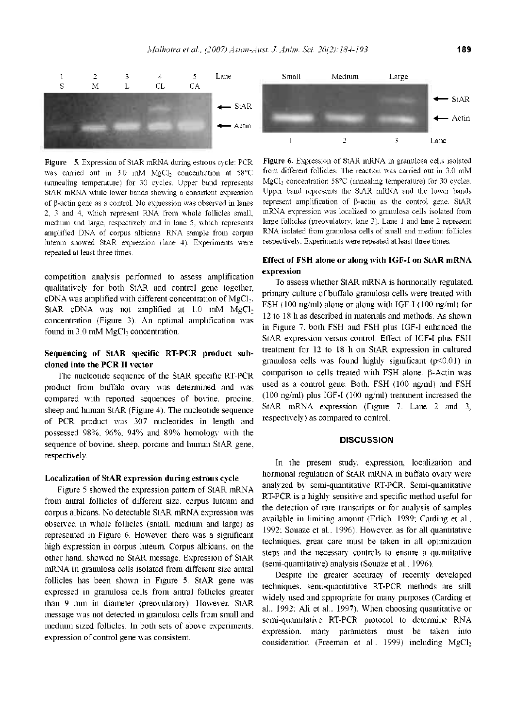Figure 5. Expression of StAR mRNA during estrous cycle: PCR was carried out in 3.0 mM $MgCl_2$ concentration at 58°C (annealing temperature) for 30 cycles. Upper band represents StAR mRNA while lower bands showing a consistent expression of β-actin gene as a control. No expression was observed in lanes 2, 3 and 4, which represent RNA from whole follicles small, medium and large, respectively and in lane 5, which represents amplified DNA of corpus albicans. RNA sample from corpus luteum showed StAR expression (lane 4). Experiments were repeated at least three times.

Figure 6. Expression of StAR mRNA in granulosa cells isolated from different follicles. The reaction was carried out in 3.0 mM $MgCl_2$ concentration 58°C (annealing temperature) for 30 cycles. Upper band represents the StAR mRNA and the lower bands represent amplification of β-actin as the control gene. StAR mRNA expression was localized to granulosa cells isolated from large follicles (preovulatory, lane 3). Lane 1 and lane 2 represent RNA isolated from granulosa cells of small and medium follicles respectively. Experiments were repeated at least three times.

competition analysis performed to assess amplification qualitatively for both StAR and control gene together, cDNA was amplified with different concentration of $MgCl_2$. StAR cDNA was not amplified at 1.0 mM $MgCl_2$ concentration (Figure 3). An optimal amplification was found in 3.0 mM $MgCl_2$ concentration.

### Sequencing of StAR specific RT-PCR product sub-cloned into the PCR II vector

The nucleotide sequence of the StAR specific RT-PCR product from buffalo ovary was determined and was compared with reported sequences of bovine, procine, sheep and human StAR (Figure 4). The nucleotide sequence of PCR product was 307 nucleotides in length and possessed 98%, 96%, 94% and 89% homology with the sequence of bovine, sheep, porcine and human StAR gene, respectively.

### Localization of StAR expression during estrous cycle

Figure 5 showed the expression pattern of StAR mRNA from antral follicles of different size, corpus luteum and corpus albicans. No detectable StAR mRNA expression was observed in whole follicles (small, medium and large) as represented in Figure 6. However, there was a significant high expression in corpus luteum. Corpus albicans, on the other hand, showed no StAR message. Expression of StAR mRNA in granulosa cells isolated from different size antral follicles has been shown in Figure 5. StAR gene was expressed in granulosa cells from antral follicles greater than 9 mm in diameter (preovulatory). However, StAR message was not detected in granulosa cells from small and medium sized follicles. In both sets of above experiments, expression of control gene was consistent.

### Effect of FSH alone or along with IGF-I on StAR mRNA expression

To assess whether StAR mRNA is hormonally regulated, primary culture of buffalo granulosa cells were treated with FSH (100 ng/ml) alone or along with IGF-I (100 ng/ml) for 12 to 18 h as described in materials and methods. As shown in Figure 7, both FSH and FSH plus IGF-I enhanced the StAR expression versus control. Effect of IGF-I plus FSH treatment for 12 to 18 h on StAR expression in cultured granulosa cells was found highly significant ($p<0.01$) in comparison to cells treated with FSH alone. β-Actin was used as a control gene. Both, FSH (100 ng/ml) and FSH (100 ng/ml) plus IGF-I (100 ng/ml) treatment increased the StAR mRNA expression (Figure 7, Lane 2 and 3, respectively) as compared to control.

## DISCUSSION

In the present study, expression, localization and hormonal regulation of StAR mRNA in buffalo ovary were analyzed by semi-quantitative RT-PCR. Semi-quantitative RT-PCR is a highly sensitive and specific method useful for the detection of rare transcripts or for analysis of samples available in limiting amount (Erlich, 1989; Carding et al., 1992; Souaze et al., 1996). However, as for all quantitative techniques, great care must be taken in all optimization steps and the necessary controls to ensure a quantitative (semi-quantitative) analysis (Souaze et al., 1996).

Despite the greater accuracy of recently developed techniques, semi-quantitative RT-PCR methods are still widely used and appropriate for many purposes (Carding et al., 1992; Ali et al., 1997). When choosing quantitative or semi-quantitative RT-PCR protocol to determine RNA expression, many parameters must be taken into consideration (Freeman et al., 1999) including $MgCl_2$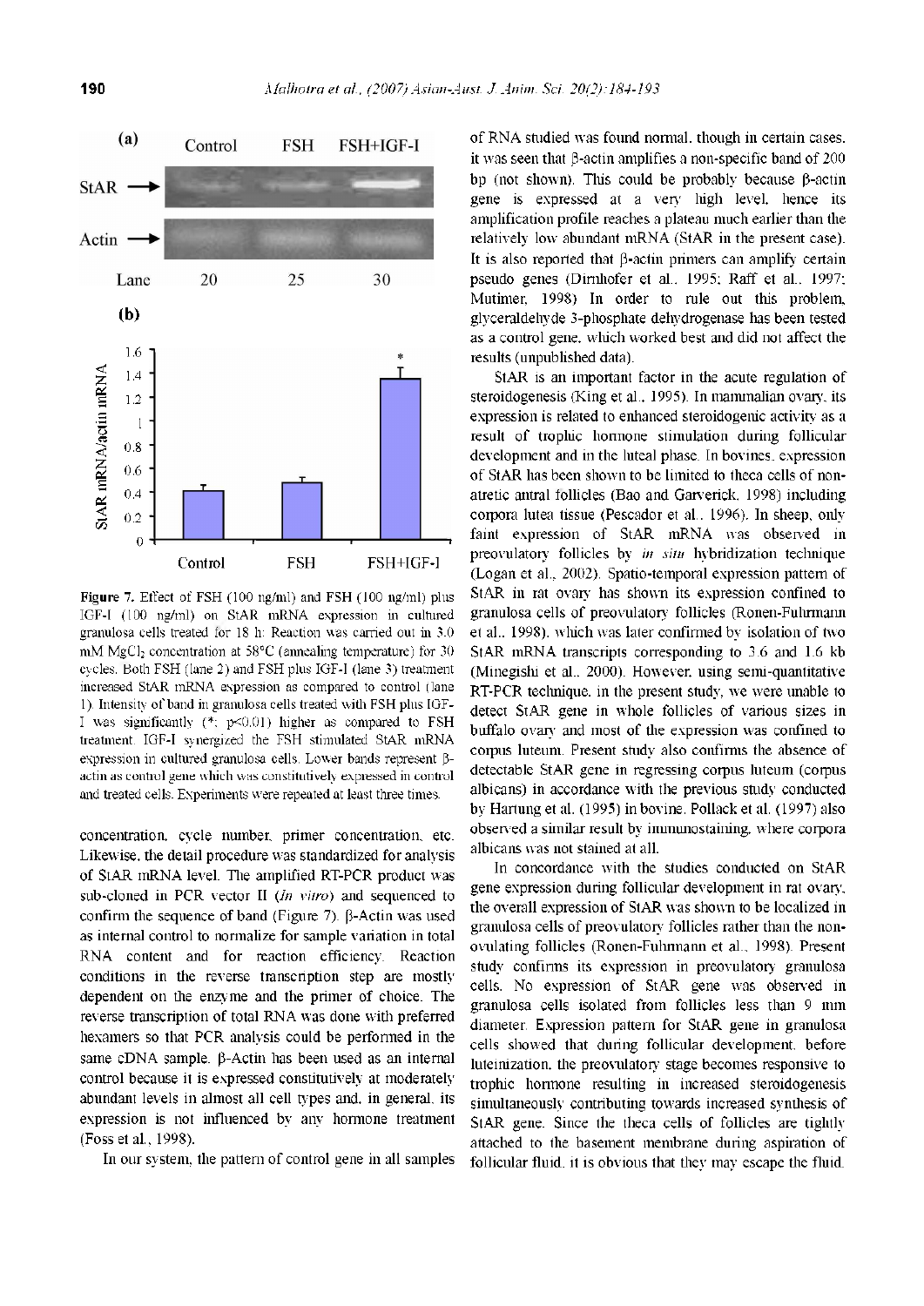**Figure 7.** Effect of FSH (100 ng/ml) and FSH (100 ng/ml) plus IGF-I (100 ng/ml) on StAR mRNA expression in cultured granulosa cells treated for 18 h. Reaction was carried out in 3.0 mM $MgCl_2$ concentration at 58°C (annealing temperature) for 30 cycles. Both FSH (lane 2) and FSH plus IGF-I (lane 3) treatment increased StAR mRNA expression as compared to control (lane 1). Intensity of band in granulosa cells treated with FSH plus IGF-I was significantly (*; p<0.01) higher as compared to FSH treatment. IGF-I synergized the FSH stimulated StAR mRNA expression in cultured granulosa cells. Lower bands represent β-actin as control gene which was constitutively expressed in control and treated cells. Experiments were repeated at least three times.

concentration, cycle number, primer concentration, etc. Likewise, the detail procedure was standardized for analysis of StAR mRNA level. The amplified RT-PCR product was sub-cloned in PCR vector II (*in vitro*) and sequenced to confirm the sequence of band (Figure 7). β-Actin was used as internal control to normalize for sample variation in total RNA content and for reaction efficiency. Reaction conditions in the reverse transcription step are mostly dependent on the enzyme and the primer of choice. The reverse transcription of total RNA was done with preferred hexamers so that PCR analysis could be performed in the same cDNA sample. β-Actin has been used as an internal control because it is expressed constitutively at moderately abundant levels in almost all cell types and, in general, its expression is not influenced by any hormone treatment (Foss et al., 1998).

In our system, the pattern of control gene in all samples of RNA studied was found normal, though in certain cases, it was seen that β-actin amplifies a non-specific band of 200 bp (not shown). This could be probably because β-actin gene is expressed at a very high level, hence its amplification profile reaches a plateau much earlier than the relatively low abundant mRNA (StAR in the present case). It is also reported that β-actin primers can amplify certain pseudo genes (Dirnhofer et al., 1995; Raff et al., 1997; Mutimer, 1998). In order to rule out this problem, glyceraldehyde 3-phosphate dehydrogenase has been tested as a control gene, which worked best and did not affect the results (unpublished data).

StAR is an important factor in the acute regulation of steroidogenesis (King et al., 1995). In mammalian ovary, its expression is related to enhanced steroidogenic activity as a result of trophic hormone stimulation during follicular development and in the luteal phase. In bovines, expression of StAR has been shown to be limited to theca cells of non-atretic antral follicles (Bao and Garverick, 1998) including corpora lutea tissue (Pescador et al., 1996). In sheep, only faint expression of StAR mRNA was observed in preovulatory follicles by *in situ* hybridization technique (Logan et al., 2002). Spatio-temporal expression pattern of StAR in rat ovary has shown its expression confined to granulosa cells of preovulatory follicles (Ronen-Fuhrmann et al., 1998), which was later confirmed by isolation of two StAR mRNA transcripts corresponding to 3.6 and 1.6 kb (Minegishi et al., 2000). However, using semi-quantitative RT-PCR technique, in the present study, we were unable to detect StAR gene in whole follicles of various sizes in buffalo ovary and most of the expression was confined to corpus luteum. Present study also confirms the absence of detectable StAR gene in regressing corpus luteum (corpus albicans) in accordance with the previous study conducted by Hartung et al. (1995) in bovine. Pollack et al. (1997) also observed a similar result by immunostaining, where corpora albicans was not stained at all.

In concordance with the studies conducted on StAR gene expression during follicular development in rat ovary, the overall expression of StAR was shown to be localized in granulosa cells of preovulatory follicles rather than the non-ovulating follicles (Ronen-Fuhrmann et al., 1998). Present study confirms its expression in preovulatory granulosa cells. No expression of StAR gene was observed in granulosa cells isolated from follicles less than 9 mm diameter. Expression pattern for StAR gene in granulosa cells showed that during follicular development, before luteinization, the preovulatory stage becomes responsive to trophic hormone resulting in increased steroidogenesis simultaneously contributing towards increased synthesis of StAR gene. Since the theca cells of follicles are tightly attached to the basement membrane during aspiration of follicular fluid, it is obvious that they may escape the fluid.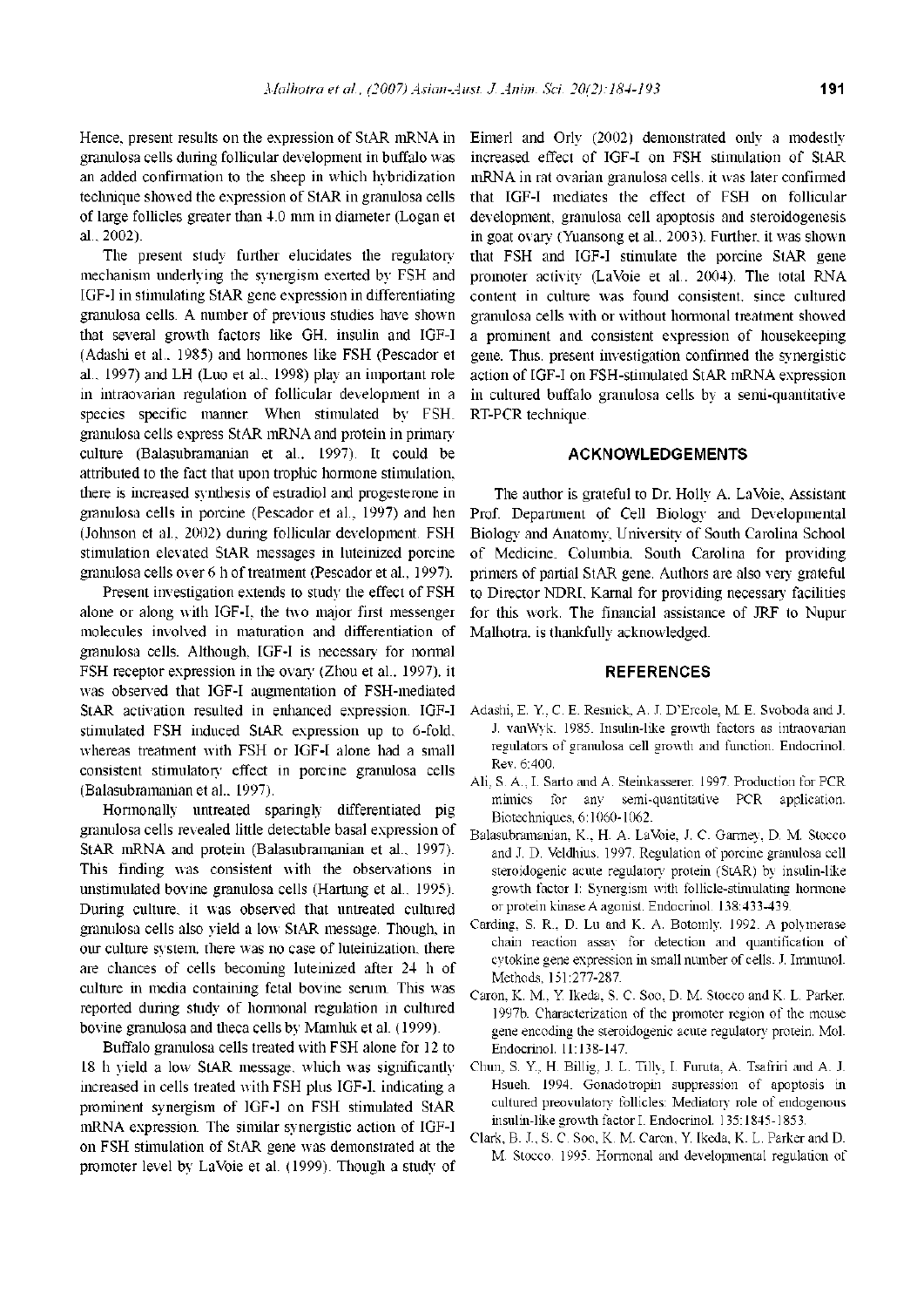Hence, present results on the expression of StAR mRNA in granulosa cells during follicular development in buffalo was an added confirmation to the sheep in which hybridization technique showed the expression of StAR in granulosa cells of large follicles greater than 4.0 mm in diameter (Logan et al., 2002).

The present study further elucidates the regulatory mechanism underlying the synergism exerted by FSH and IGF-I in stimulating StAR gene expression in differentiating granulosa cells. A number of previous studies have shown that several growth factors like GH, insulin and IGF-I (Adashi et al., 1985) and hormones like FSH (Pescador et al., 1997) and LH (Luo et al., 1998) play an important role in intraovarian regulation of follicular development in a species specific manner. When stimulated by FSH, granulosa cells express StAR mRNA and protein in primary culture (Balasubramanian et al., 1997). It could be attributed to the fact that upon trophic hormone stimulation, there is increased synthesis of estradiol and progesterone in granulosa cells in porcine (Pescador et al., 1997) and hen (Johnson et al., 2002) during follicular development. FSH stimulation elevated StAR messages in luteinized porcine granulosa cells over 6 h of treatment (Pescador et al., 1997).

Present investigation extends to study the effect of FSH alone or along with IGF-I, the two major first messenger molecules involved in maturation and differentiation of granulosa cells. Although, IGF-I is necessary for normal FSH receptor expression in the ovary (Zhou et al., 1997), it was observed that IGF-I augmentation of FSH-mediated StAR activation resulted in enhanced expression. IGF-I stimulated FSH induced StAR expression up to 6-fold, whereas treatment with FSH or IGF-I alone had a small consistent stimulatory effect in porcine granulosa cells (Balasubramanian et al., 1997).

Hormonally untreated sparingly differentiated pig granulosa cells revealed little detectable basal expression of StAR mRNA and protein (Balasubramanian et al., 1997). This finding was consistent with the observations in unstimulated bovine granulosa cells (Hartung et al., 1995). During culture, it was observed that untreated cultured granulosa cells also yield a low StAR message. Though, in our culture system, there was no case of luteinization, there are chances of cells becoming luteinized after 24 h of culture in media containing fetal bovine serum. This was reported during study of hormonal regulation in cultured bovine granulosa and theca cells by Mamluk et al. (1999).

Buffalo granulosa cells treated with FSH alone for 12 to 18 h yield a low StAR message, which was significantly increased in cells treated with FSH plus IGF-I, indicating a prominent synergism of IGF-I on FSH stimulated StAR mRNA expression. The similar synergistic action of IGF-I on FSH stimulation of StAR gene was demonstrated at the promoter level by LaVoie et al. (1999). Though a study of Eimerl and Orly (2002) demonstrated only a modestly increased effect of IGF-I on FSH stimulation of StAR mRNA in rat ovarian granulosa cells, it was later confirmed that IGF-I mediates the effect of FSH on follicular development, granulosa cell apoptosis and steroidogenesis in goat ovary (Yuansong et al., 2003). Further, it was shown that FSH and IGF-I stimulate the porcine StAR gene promoter activity (LaVoie et al., 2004). The total RNA content in culture was found consistent, since cultured granulosa cells with or without hormonal treatment showed a prominent and consistent expression of housekeeping gene. Thus, present investigation confirmed the synergistic action of IGF-I on FSH-stimulated StAR mRNA expression in cultured buffalo granulosa cells by a semi-quantitative RT-PCR technique.

## ACKNOWLEDGEMENTS

The author is grateful to Dr. Holly A. LaVoie, Assistant Prof. Department of Cell Biology and Developmental Biology and Anatomy, University of South Carolina School of Medicine, Columbia, South Carolina for providing primers of partial StAR gene. Authors are also very grateful to Director NDRI, Karnal for providing necessary facilities for this work. The financial assistance of JRF to Nupur Malhotra, is thankfully acknowledged.

## REFERENCES

Adashi, E. Y., C. E. Resnick, A. J. D'Ercole, M. E. Svoboda and J. J. vanWyk. 1985. Insulin-like growth factors as intraovarian regulators of granulosa cell growth and function. Endocrinol. Rev. 6:400.

Ali, S. A., I. Sarto and A. Steinkasserer. 1997. Production for PCR mimics for any semi-quantitative PCR application. Biotechniques, 6:1060-1062.

Balasubramanian, K., H. A. LaVoie, J. C. Garmey, D. M. Stocco and J. D. Veldhuis. 1997. Regulation of porcine granulosa cell steroidogenic acute regulatory protein (StAR) by insulin-like growth factor I: Synergism with follicle-stimulating hormone or protein kinase A agonist. Endocrinol. 138:433-439.

Carding, S. R., D. Lu and K. A. Botomly. 1992. A polymerase chain reaction assay for detection and quantification of cytokine gene expression in small number of cells. J. Immunol. Methods, 151:277-287.

Caron, K. M., Y. Ikeda, S. C. Soo, D. M. Stocco and K. L. Parker. 1997b. Characterization of the promoter region of the mouse gene encoding the steroidogenic acute regulatory protein. Mol. Endocrinol. 11:138-147.

Chun, S. Y., H. Billig, J. L. Tilly, I. Furuta, A. Tsafriri and A. J. Hsueh. 1994. Gonadotropin suppression of apoptosis in cultured preovulatory follicles: Mediatory role of endogenous insulin-like growth factor I. Endocrinol. 135:1845-1853.

Clark, B. J., S. C. Soo, K. M. Caron, Y. Ikeda, K. L. Parker and D. M. Stocco. 1995. Hormonal and developmental regulation of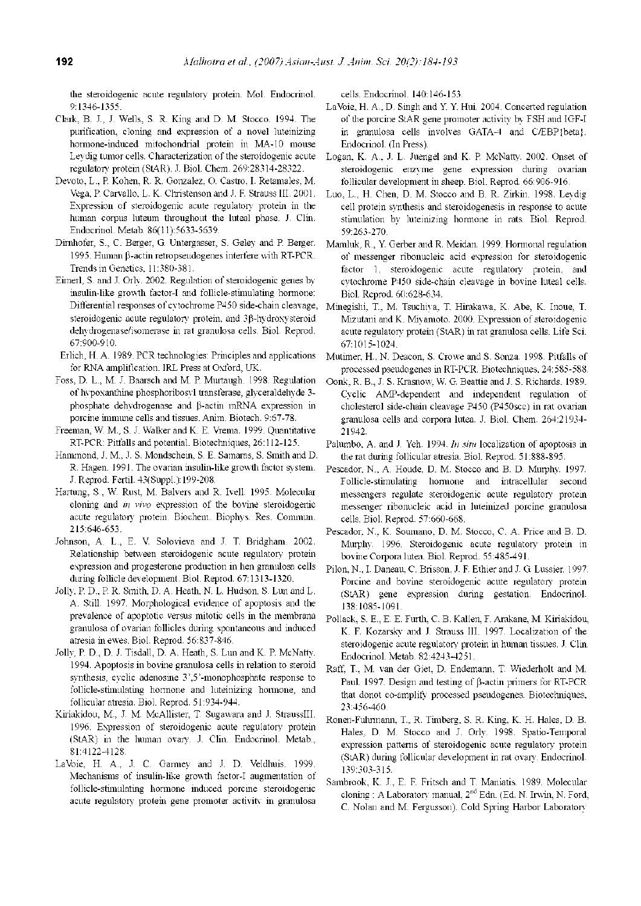the steroidogenic acute regulatory protein. Mol. Endocrinol. 9:1346-1355.

Clark, B. J., J. Wells, S. R. King and D. M. Stocco. 1994. The purification, cloning and expression of a novel luteinizing hormone-induced mitochondrial protein in MA-10 mouse Leydig tumor cells. Characterization of the steroidogenic acute regulatory protein (StAR). J. Biol. Chem. 269:28314-28322.

Devoto, L., P. Kohen, R. R. Gonzalez, O. Castro, I. Retamales, M. Vega, P. Carvallo, L. K. Christenson and J. F. Strauss III. 2001. Expression of steroidogenic acute regulatory protein in the human corpus luteum throughout the luteal phase. J. Clin. Endocrinol. Metab. 86(11):5633-5639.

Dirnhofer, S., C. Berger, G. Untergasser, S. Geley and P. Berger. 1995. Human β-actin retropseudogenes interfere with RT-PCR. Trends in Genetics, 11:380-381.

Eimerl, S. and J. Orly. 2002. Regulation of steroidogenic genes by insulin-like growth factor-I and follicle-stimulating hormone: Differential responses of cytochrome P450 side-chain cleavage, steroidogenic acute regulatory protein, and 3β-hydroxysteroid dehydrogenase/isomerase in rat granulosa cells. Biol. Reprod. 67:900-910.

Erlich, H. A. 1989. PCR technologies: Principles and applications for RNA amplification. IRL Press at Oxford, UK.

Foss, D. L., M. J. Baarsch and M. P. Murtaugh. 1998. Regulation of hypoxanthine phosphoribosyl transferase, glyceraldehyde 3-phosphate dehydrogenase and β-actin mRNA expression in porcine immune cells and tissues. Anim. Biotech. 9:67-78.

Freeman, W. M., S. J. Walker and K. E. Vrema. 1999. Quantitative RT-PCR: Pitfalls and potential. Biotechniques, 26:112-125.

Hammond, J. M., J. S. Mondschein, S. E. Samaras, S. Smith and D. R. Hagen. 1991. The ovarian insulin-like growth factor system. J. Reprod. Fertil. 43(Suppl.):199-208.

Hartung, S., W. Rust, M. Balvers and R. Ivell. 1995. Molecular cloning and *in vivo* expression of the bovine steroidogenic acute regulatory protein. Biochem. Biophys. Res. Commun. 215:646-653.

Johnson, A. L., E. V. Solovieva and J. T. Bridgham. 2002. Relationship between steroidogenic acute regulatory protein expression and progesterone production in hen granulosa cells during follicle development. Biol. Reprod. 67:1313-1320.

Jolly, P. D., P. R. Smith, D. A. Heath, N. L. Hudson, S. Lun and L. A. Still. 1997. Morphological evidence of apoptosis and the prevalence of apoptotic versus mitotic cells in the membrana granulosa of ovarian follicles during spontaneous and induced atresia in ewes. Biol. Reprod. 56:837-846.

Jolly, P. D., D. J. Tisdall, D. A. Heath, S. Lun and K. P. McNatty. 1994. Apoptosis in bovine granulosa cells in relation to steroid synthesis, cyclic adenosine 3',5'-monophosphate response to follicle-stimulating hormone and luteinizing hormone, and follicular atresia. Biol. Reprod. 51:934-944.

Kiriakidou, M., J. M. McAllister, T. Sugawara and J. StraussIII. 1996. Expression of steroidogenic acute regulatory protein (StAR) in the human ovary. J. Clin. Endocrinol. Metab., 81:4122-4128.

LaVoie, H. A., J. C. Garmey and J. D. Veldhuis. 1999. Mechanisms of insulin-like growth factor-I augmentation of follicle-stimulating hormone induced porcine steroidogenic acute regulatory protein gene promoter activity in granulosa cells. Endocrinol. 140:146-153.

LaVoie, H. A., D. Singh and Y. Y. Hui. 2004. Concerted regulation of the porcine StAR gene promoter activity by FSH and IGF-I in granulosa cells involves GATA-4 and C/EBP{beta}. Endocrinol. (In Press).

Logan, K. A., J. L. Juengel and K. P. McNatty. 2002. Onset of steroidogenic enzyme gene expression during ovarian follicular development in sheep. Biol. Reprod. 66:906-916.

Luo, L., H. Chen, D. M. Stocco and B. R. Zirkin. 1998. Leydig cell protein synthesis and steroidogenesis in response to acute stimulation by luteinizing hormone in rats. Biol. Reprod. 59:263-270.

Mamluk, R., Y. Gerber and R. Meidan. 1999. Hormonal regulation of messenger ribonucleic acid expression for steroidogenic factor 1, steroidogenic acute regulatory protein, and cytochrome P450 side-chain cleavage in bovine luteal cells. Biol. Reprod. 60:628-634.

Minegishi, T., M. Tsuchiya, T. Hirakawa, K. Abe, K. Inoue, T. Mizutani and K. Miyamoto. 2000. Expression of steroidogenic acute regulatory protein (StAR) in rat granulosa cells. Life Sci. 67:1015-1024.

Mutimer, H., N. Deacon, S. Crowe and S. Sonza. 1998. Pitfalls of processed pseudogenes in RT-PCR. Biotechniques, 24:585-588.

Oonk, R. B., J. S. Krasnow, W. G. Beattie and J. S. Richards. 1989. Cyclic AMP-dependent and independent regulation of cholesterol side-chain cleavage P450 (P450scc) in rat ovarian granulosa cells and corpora lutea. J. Biol. Chem. 264:21934-21942.

Palumbo, A. and J. Yeh. 1994. *In situ* localization of apoptosis in the rat during follicular atresia. Biol. Reprod. 51:888-895.

Pescador, N., A. Houde, D. M. Stocco and B. D. Murphy. 1997. Follicle-stimulating hormone and intracellular second messengers regulate steroidogenic acute regulatory protein messenger ribonucleic acid in luteinized porcine granulosa cells. Biol. Reprod. 57:660-668.

Pescador, N., K. Soumano, D. M. Stocco, C. A. Price and B. D. Murphy. 1996. Steroidogenic acute regulatory protein in bovine Corpora lutea. Biol. Reprod. 55:485-491.

Pilon, N., I. Daneau, C. Brisson, J. F. Ethier and J. G. Lussier. 1997. Porcine and bovine steroidogenic acute regulatory protein (StAR) gene expression during gestation. Endocrinol. 138:1085-1091.

Pollack, S. E., E. E. Furth, C. B. Kallen, F. Arakane, M. Kiriakidou, K. F. Kozarsky and J. Strauss III. 1997. Localization of the steroidogenic acute regulatory protein in human tissues. J. Clin. Endocrinol. Metab. 82:4243-4251.

Raff, T., M. van der Giet, D. Endemann, T. Wiederholt and M. Paul. 1997. Design and testing of β-actin primers for RT-PCR that donot co-amplify processed pseudogenes. Biotechniques, 23:456-460.

Ronen-Fuhrmann, T., R. Timberg, S. R. King, K. H. Hales, D. B. Hales, D. M. Stocco and J. Orly. 1998. Spatio-Temporal expression patterns of steroidogenic acute regulatory protein (StAR) during follicular development in rat ovary. Endocrinol. 139:303-315.

Sambrook, K. J., E. F. Fritsch and T. Maniatis. 1989. Molecular cloning : A Laboratory manual, 2nd Edn. (Ed. N. Irwin, N. Ford, C. Nolan and M. Fergusson). Cold Spring Harbor Laboratory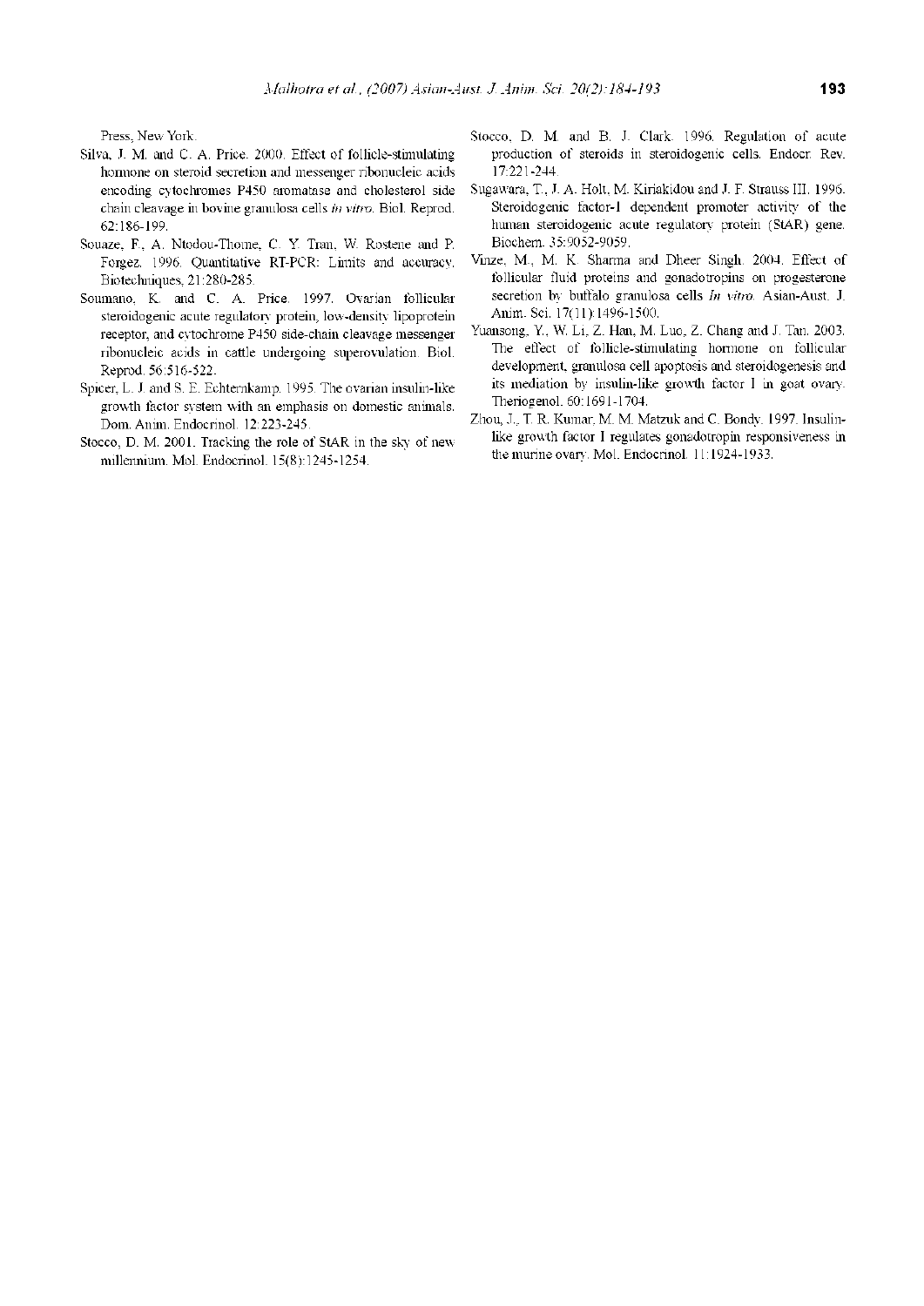Press, New York.

Silva, J. M. and C. A. Price. 2000. Effect of follicle-stimulating hormone on steroid secretion and messenger ribonucleic acids encoding cytochromes P450 aromatase and cholesterol side chain cleavage in bovine granulosa cells *in vitro*. Biol. Reprod. 62:186-199.

Souaze, F., A. Ntodou-Thome, C. Y. Tran, W. Rostene and P. Forgez. 1996. Quantitative RT-PCR: Limits and accuracy. Biotechniques, 21:280-285.

Soumano, K. and C. A. Price. 1997. Ovarian follicular steroidogenic acute regulatory protein, low-density lipoprotein receptor, and cytochrome P450 side-chain cleavage messenger ribonucleic acids in cattle undergoing superovulation. Biol. Reprod. 56:516-522.

Spicer, L. J. and S. E. Echternkamp. 1995. The ovarian insulin-like growth factor system with an emphasis on domestic animals. Dom. Anim. Endocrinol. 12:223-245.

Stocco, D. M. 2001. Tracking the role of StAR in the sky of new millennium. Mol. Endocrinol. 15(8):1245-1254.

Stocco, D. M. and B. J. Clark. 1996. Regulation of acute production of steroids in steroidogenic cells. Endocr. Rev. 17:221-244.

Sugawara, T., J. A. Holt, M. Kiriakidou and J. F. Strauss III. 1996. Steroidogenic factor-1 dependent promoter activity of the human steroidogenic acute regulatory protein (StAR) gene. Biochem. 35:9052-9059.

Vinze, M., M. K. Sharma and Dheer Singh. 2004. Effect of follicular fluid proteins and gonadotropins on progesterone secretion by buffalo granulosa cells *In vitro*. Asian-Aust. J. Anim. Sci. 17(11):1496-1500.

Yuansong, Y., W. Li, Z. Han, M. Luo, Z. Chang and J. Tan. 2003. The effect of follicle-stimulating hormone on follicular development, granulosa cell apoptosis and steroidogenesis and its mediation by insulin-like growth factor I in goat ovary. Theriogenol. 60:1691-1704.

Zhou, J., T. R. Kumar, M. M. Matzuk and C. Bondy. 1997. Insulin-like growth factor I regulates gonadotropin responsiveness in the murine ovary. Mol. Endocrinol. 11:1924-1933.